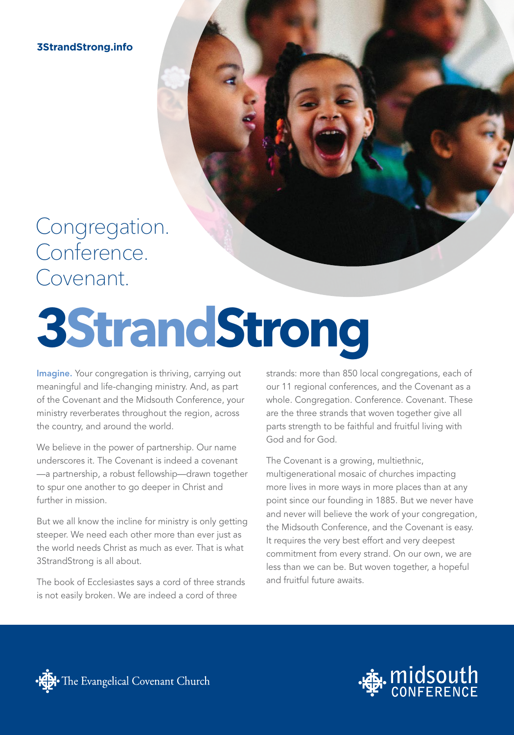**3StrandStrong.info**

Congregation.
Conference.
Covenant.

# 3StrandStrong

**Imagine.** Your congregation is thriving, carrying out meaningful and life-changing ministry. And, as part of the Covenant and the Midsouth Conference, your ministry reverberates throughout the region, across the country, and around the world.

We believe in the power of partnership. Our name underscores it. The Covenant is indeed a covenant—a partnership, a robust fellowship—drawn together to spur one another to go deeper in Christ and further in mission.

But we all know the incline for ministry is only getting steeper. We need each other more than ever just as the world needs Christ as much as ever. That is what 3StrandStrong is all about.

The book of Ecclesiastes says a cord of three strands is not easily broken. We are indeed a cord of three strands: more than 850 local congregations, each of our 11 regional conferences, and the Covenant as a whole. Congregation. Conference. Covenant. These are the three strands that woven together give all parts strength to be faithful and fruitful living with God and for God.

The Covenant is a growing, multiethnic, multigenerational mosaic of churches impacting more lives in more ways in more places than at any point since our founding in 1885. But we never have and never will believe the work of your congregation, the Midsouth Conference, and the Covenant is easy. It requires the very best effort and very deepest commitment from every strand. On our own, we are less than we can be. But woven together, a hopeful and fruitful future awaits.

The Evangelical Covenant Church

midsouth CONFERENCE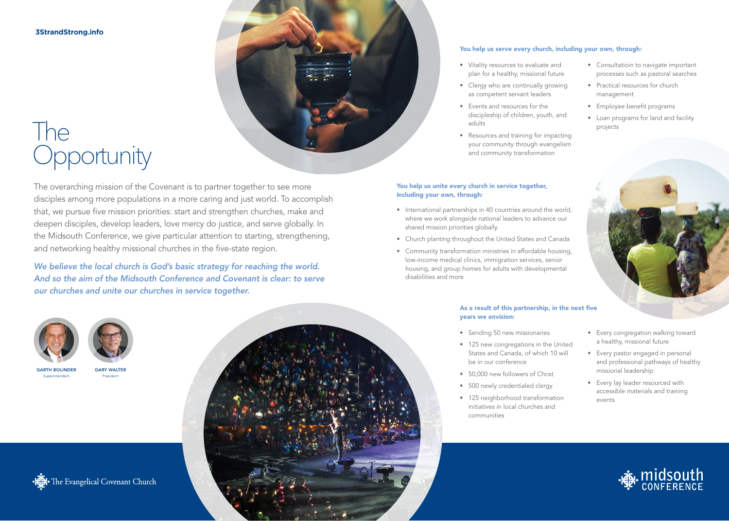3StrandStrong.info

# The Opportunity

The overarching mission of the Covenant is to partner together to see more disciples among more populations in a more caring and just world. To accomplish that, we pursue five mission priorities: start and strengthen churches, make and deepen disciples, develop leaders, love mercy do justice, and serve globally. In the Midsouth Conference, we give particular attention to starting, strengthening, and networking healthy missional churches in the five-state region.

*We believe the local church is God's basic strategy for reaching the world. And so the aim of the Midsouth Conference and Covenant is clear: to serve our churches and unite our churches in service together.*

GARTH BOLINDER
Superintendent

GARY WALTER
President

**You help us serve every church, including your own, through:**

- Vitality resources to evaluate and plan for a healthy, missional future
- Clergy who are continually growing as competent servant leaders
- Events and resources for the discipleship of children, youth, and adults
- Resources and training for impacting your community through evangelism and community transformation
- Consultatioin to navigate important processes such as pastoral searches
- Practical resources for church management
- Employee benefit programs
- Loan programs for land and facility projects

**You help us unite every church in service together, including your own, through:**

- International partnerships in 40 countries around the world, where we work alongside national leaders to advance our shared mission priorities globally
- Church planting throughout the United States and Canada
- Community transformation ministries in affordable housing, low-income medical clinics, immigration services, senior housing, and group homes for adults with developmental disabilities and more

**As a result of this partnership, in the next five years we envision:**

- Sending 50 new missionaries
- 125 new congregations in the United States and Canada, of which 10 will be in our conference
- 50,000 new followers of Christ
- 500 newly credentialed clergy
- 125 neighborhood transformation initiatives in local churches and communities
- Every congregation walking toward a healthy, missional future
- Every pastor engaged in personal and professional pathways of healthy missional leadership
- Every lay leader resourced with accessible materials and training events

The Evangelical Covenant Church

midsouth CONFERENCE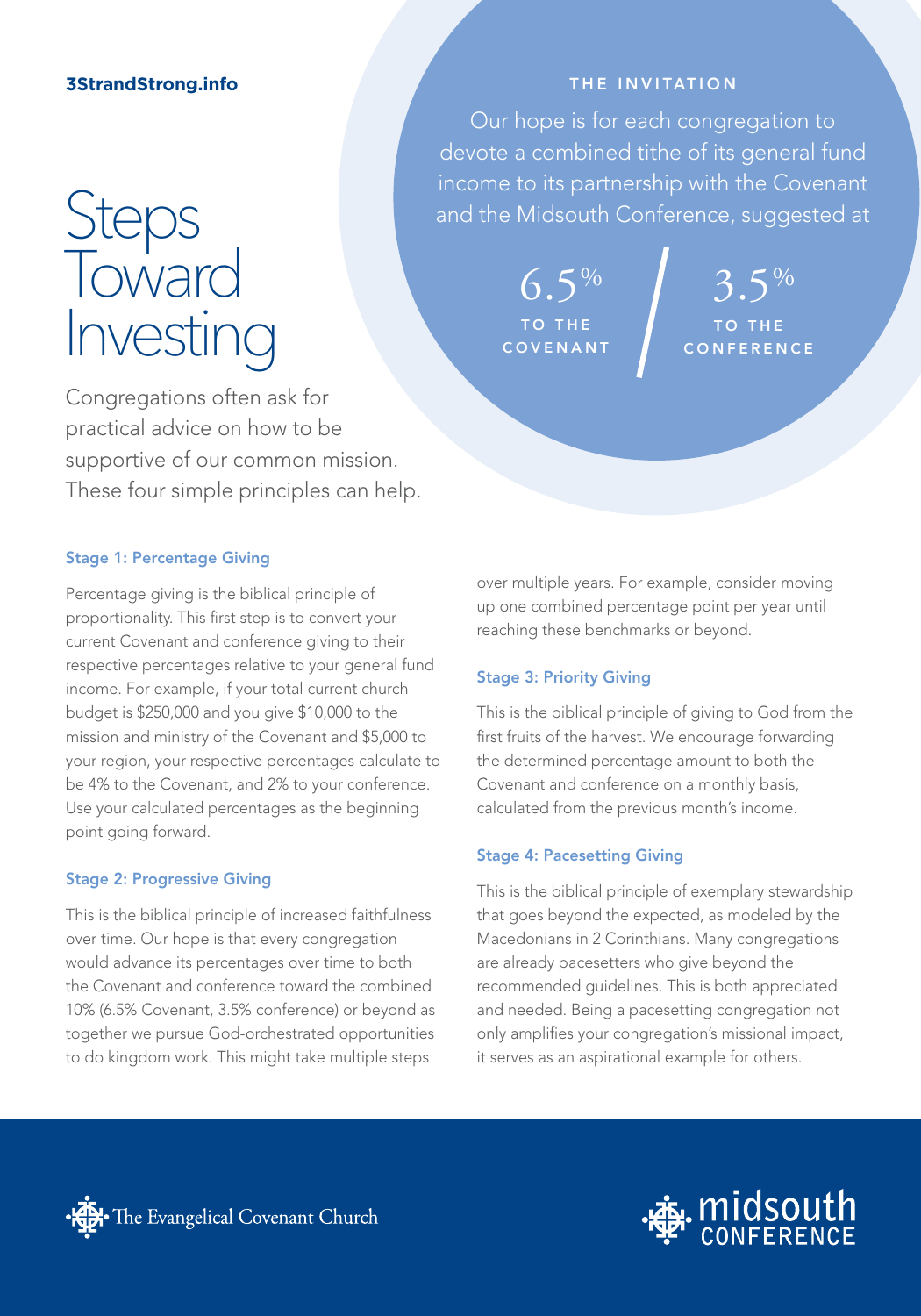3StrandStrong.info

# Steps Toward Investing

Congregations often ask for practical advice on how to be supportive of our common mission. These four simple principles can help.

### THE INVITATION

Our hope is for each congregation to devote a combined tithe of its general fund income to its partnership with the Covenant and the Midsouth Conference, suggested at

**6.5%** TO THE COVENANT / **3.5%** TO THE CONFERENCE

### Stage 1: Percentage Giving

Percentage giving is the biblical principle of proportionality. This first step is to convert your current Covenant and conference giving to their respective percentages relative to your general fund income. For example, if your total current church budget is $250,000 and you give $10,000 to the mission and ministry of the Covenant and $5,000 to your region, your respective percentages calculate to be 4% to the Covenant, and 2% to your conference. Use your calculated percentages as the beginning point going forward.

### Stage 2: Progressive Giving

This is the biblical principle of increased faithfulness over time. Our hope is that every congregation would advance its percentages over time to both the Covenant and conference toward the combined 10% (6.5% Covenant, 3.5% conference) or beyond as together we pursue God-orchestrated opportunities to do kingdom work. This might take multiple steps over multiple years. For example, consider moving up one combined percentage point per year until reaching these benchmarks or beyond.

### Stage 3: Priority Giving

This is the biblical principle of giving to God from the first fruits of the harvest. We encourage forwarding the determined percentage amount to both the Covenant and conference on a monthly basis, calculated from the previous month's income.

### Stage 4: Pacesetting Giving

This is the biblical principle of exemplary stewardship that goes beyond the expected, as modeled by the Macedonians in 2 Corinthians. Many congregations are already pacesetters who give beyond the recommended guidelines. This is both appreciated and needed. Being a pacesetting congregation not only amplifies your congregation's missional impact, it serves as an aspirational example for others.

The Evangelical Covenant Church

midsouth CONFERENCE